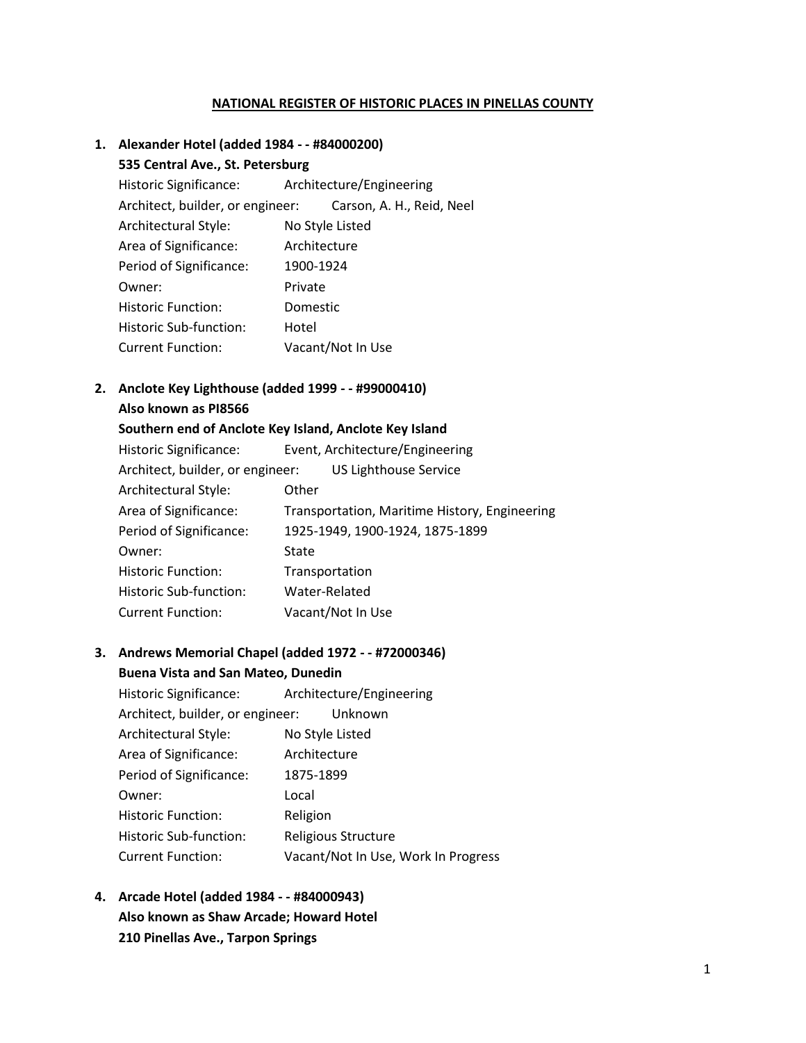# NATIONAL REGISTER OF HISTORIC PLACES IN PINELLAS COUNTY

1. **Alexander Hotel (added 1984 - - #84000200)**
   **535 Central Ave., St. Petersburg**
   Historic Significance: Architecture/Engineering
   Architect, builder, or engineer: Carson, A. H., Reid, Neel
   Architectural Style: No Style Listed
   Area of Significance: Architecture
   Period of Significance: 1900-1924
   Owner: Private
   Historic Function: Domestic
   Historic Sub-function: Hotel
   Current Function: Vacant/Not In Use

2. **Anclote Key Lighthouse (added 1999 - - #99000410)**
   **Also known as PI8566**
   **Southern end of Anclote Key Island, Anclote Key Island**
   Historic Significance: Event, Architecture/Engineering
   Architect, builder, or engineer: US Lighthouse Service
   Architectural Style: Other
   Area of Significance: Transportation, Maritime History, Engineering
   Period of Significance: 1925-1949, 1900-1924, 1875-1899
   Owner: State
   Historic Function: Transportation
   Historic Sub-function: Water-Related
   Current Function: Vacant/Not In Use

3. **Andrews Memorial Chapel (added 1972 - - #72000346)**
   **Buena Vista and San Mateo, Dunedin**
   Historic Significance: Architecture/Engineering
   Architect, builder, or engineer: Unknown
   Architectural Style: No Style Listed
   Area of Significance: Architecture
   Period of Significance: 1875-1899
   Owner: Local
   Historic Function: Religion
   Historic Sub-function: Religious Structure
   Current Function: Vacant/Not In Use, Work In Progress

4. **Arcade Hotel (added 1984 - - #84000943)**
   **Also known as Shaw Arcade; Howard Hotel**
   **210 Pinellas Ave., Tarpon Springs**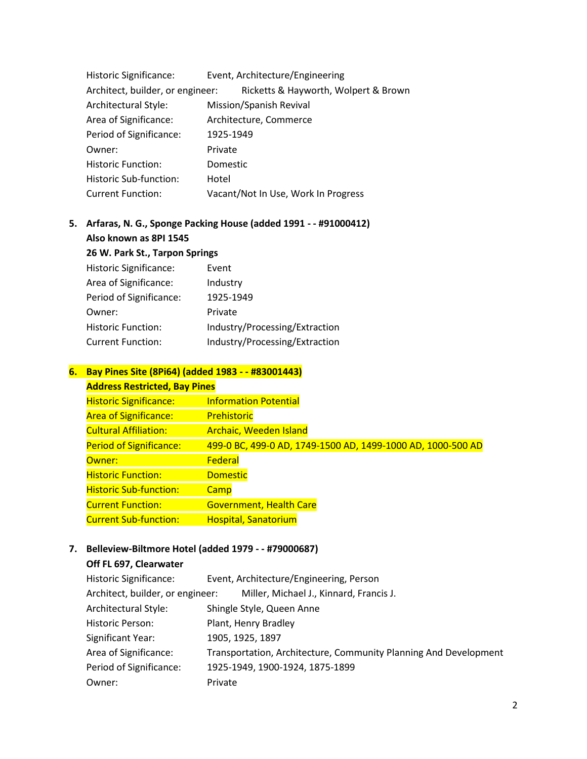Historic Significance: Event, Architecture/Engineering
Architect, builder, or engineer: Ricketts & Hayworth, Wolpert & Brown
Architectural Style: Mission/Spanish Revival
Area of Significance: Architecture, Commerce
Period of Significance: 1925-1949
Owner: Private
Historic Function: Domestic
Historic Sub-function: Hotel
Current Function: Vacant/Not In Use, Work In Progress

5. **Arfaras, N. G., Sponge Packing House (added 1991 - - #91000412)**
   **Also known as 8PI 1545**
   **26 W. Park St., Tarpon Springs**

   Historic Significance: Event
   Area of Significance: Industry
   Period of Significance: 1925-1949
   Owner: Private
   Historic Function: Industry/Processing/Extraction
   Current Function: Industry/Processing/Extraction

6. **Bay Pines Site (8Pi64) (added 1983 - - #83001443)**
   **Address Restricted, Bay Pines**

   Historic Significance: Information Potential
   Area of Significance: Prehistoric
   Cultural Affiliation: Archaic, Weeden Island
   Period of Significance: 499-0 BC, 499-0 AD, 1749-1500 AD, 1499-1000 AD, 1000-500 AD
   Owner: Federal
   Historic Function: Domestic
   Historic Sub-function: Camp
   Current Function: Government, Health Care
   Current Sub-function: Hospital, Sanatorium

7. **Belleview-Biltmore Hotel (added 1979 - - #79000687)**
   **Off FL 697, Clearwater**

   Historic Significance: Event, Architecture/Engineering, Person
   Architect, builder, or engineer: Miller, Michael J., Kinnard, Francis J.
   Architectural Style: Shingle Style, Queen Anne
   Historic Person: Plant, Henry Bradley
   Significant Year: 1905, 1925, 1897
   Area of Significance: Transportation, Architecture, Community Planning And Development
   Period of Significance: 1925-1949, 1900-1924, 1875-1899
   Owner: Private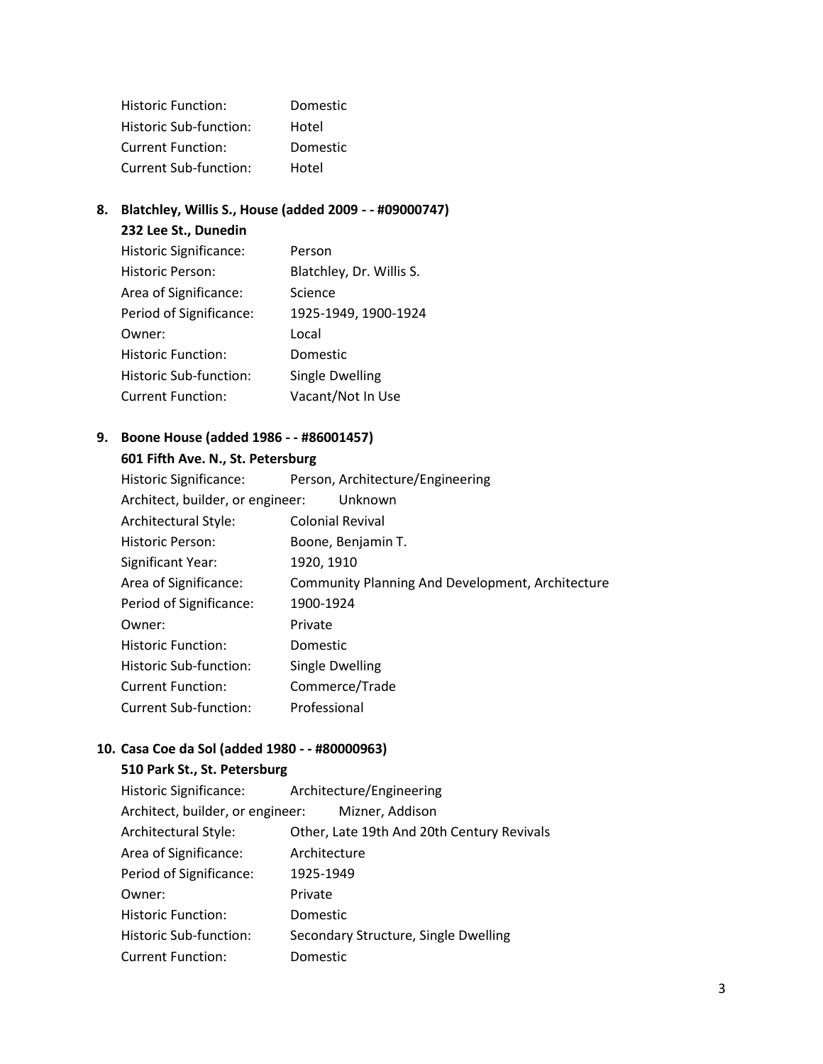Historic Function: Domestic
Historic Sub-function: Hotel
Current Function: Domestic
Current Sub-function: Hotel

8. **Blatchley, Willis S., House (added 2009 - - #09000747)**
   **232 Lee St., Dunedin**
   Historic Significance: Person
   Historic Person: Blatchley, Dr. Willis S.
   Area of Significance: Science
   Period of Significance: 1925-1949, 1900-1924
   Owner: Local
   Historic Function: Domestic
   Historic Sub-function: Single Dwelling
   Current Function: Vacant/Not In Use

9. **Boone House (added 1986 - - #86001457)**
   **601 Fifth Ave. N., St. Petersburg**
   Historic Significance: Person, Architecture/Engineering
   Architect, builder, or engineer: Unknown
   Architectural Style: Colonial Revival
   Historic Person: Boone, Benjamin T.
   Significant Year: 1920, 1910
   Area of Significance: Community Planning And Development, Architecture
   Period of Significance: 1900-1924
   Owner: Private
   Historic Function: Domestic
   Historic Sub-function: Single Dwelling
   Current Function: Commerce/Trade
   Current Sub-function: Professional

10. **Casa Coe da Sol (added 1980 - - #80000963)**
    **510 Park St., St. Petersburg**
    Historic Significance: Architecture/Engineering
    Architect, builder, or engineer: Mizner, Addison
    Architectural Style: Other, Late 19th And 20th Century Revivals
    Area of Significance: Architecture
    Period of Significance: 1925-1949
    Owner: Private
    Historic Function: Domestic
    Historic Sub-function: Secondary Structure, Single Dwelling
    Current Function: Domestic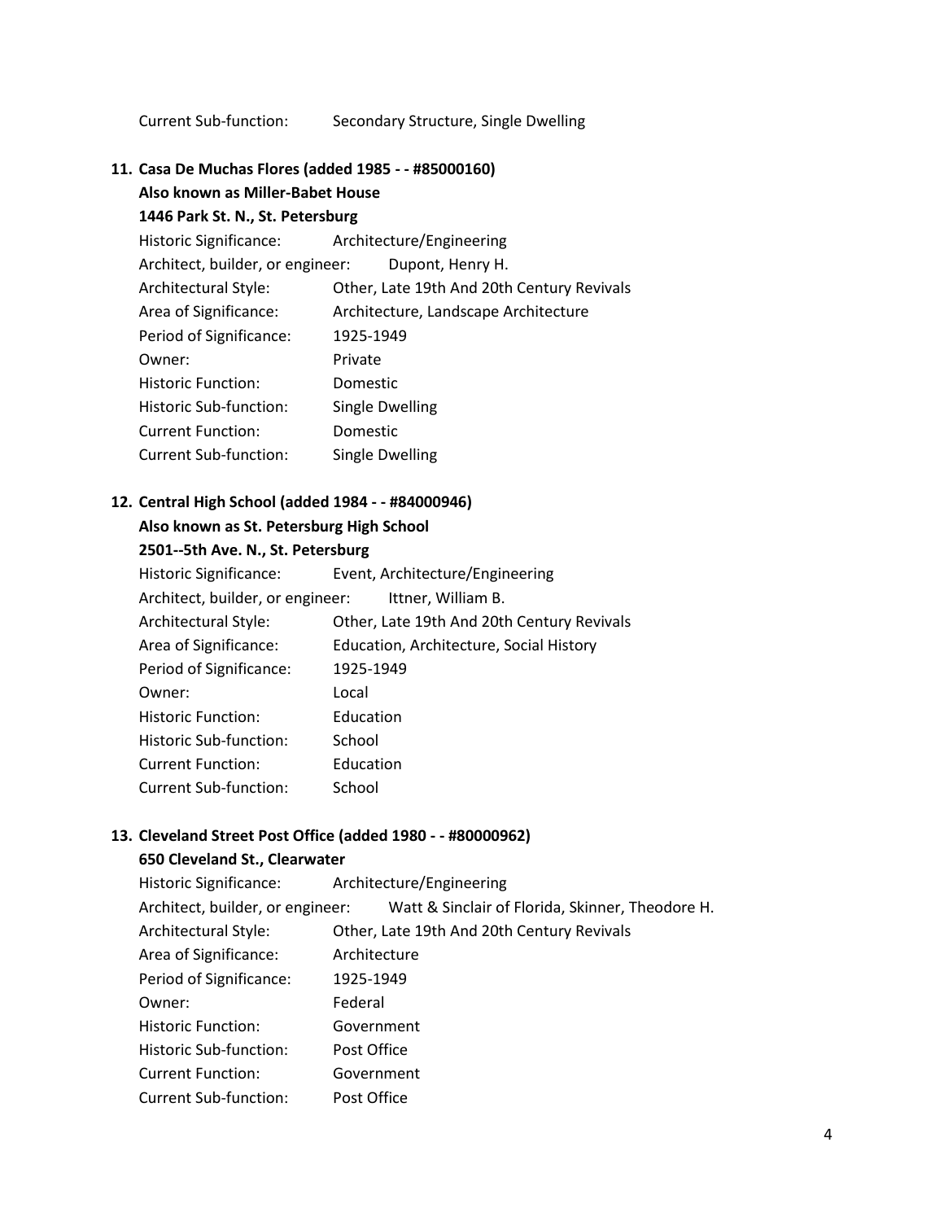Current Sub-function: Secondary Structure, Single Dwelling

**11. Casa De Muchas Flores (added 1985 - - #85000160)**
**Also known as Miller-Babet House**
**1446 Park St. N., St. Petersburg**

Historic Significance: Architecture/Engineering
Architect, builder, or engineer: Dupont, Henry H.
Architectural Style: Other, Late 19th And 20th Century Revivals
Area of Significance: Architecture, Landscape Architecture
Period of Significance: 1925-1949
Owner: Private
Historic Function: Domestic
Historic Sub-function: Single Dwelling
Current Function: Domestic
Current Sub-function: Single Dwelling

**12. Central High School (added 1984 - - #84000946)**
**Also known as St. Petersburg High School**
**2501--5th Ave. N., St. Petersburg**

Historic Significance: Event, Architecture/Engineering
Architect, builder, or engineer: Ittner, William B.
Architectural Style: Other, Late 19th And 20th Century Revivals
Area of Significance: Education, Architecture, Social History
Period of Significance: 1925-1949
Owner: Local
Historic Function: Education
Historic Sub-function: School
Current Function: Education
Current Sub-function: School

**13. Cleveland Street Post Office (added 1980 - - #80000962)**
**650 Cleveland St., Clearwater**

Historic Significance: Architecture/Engineering
Architect, builder, or engineer: Watt & Sinclair of Florida, Skinner, Theodore H.
Architectural Style: Other, Late 19th And 20th Century Revivals
Area of Significance: Architecture
Period of Significance: 1925-1949
Owner: Federal
Historic Function: Government
Historic Sub-function: Post Office
Current Function: Government
Current Sub-function: Post Office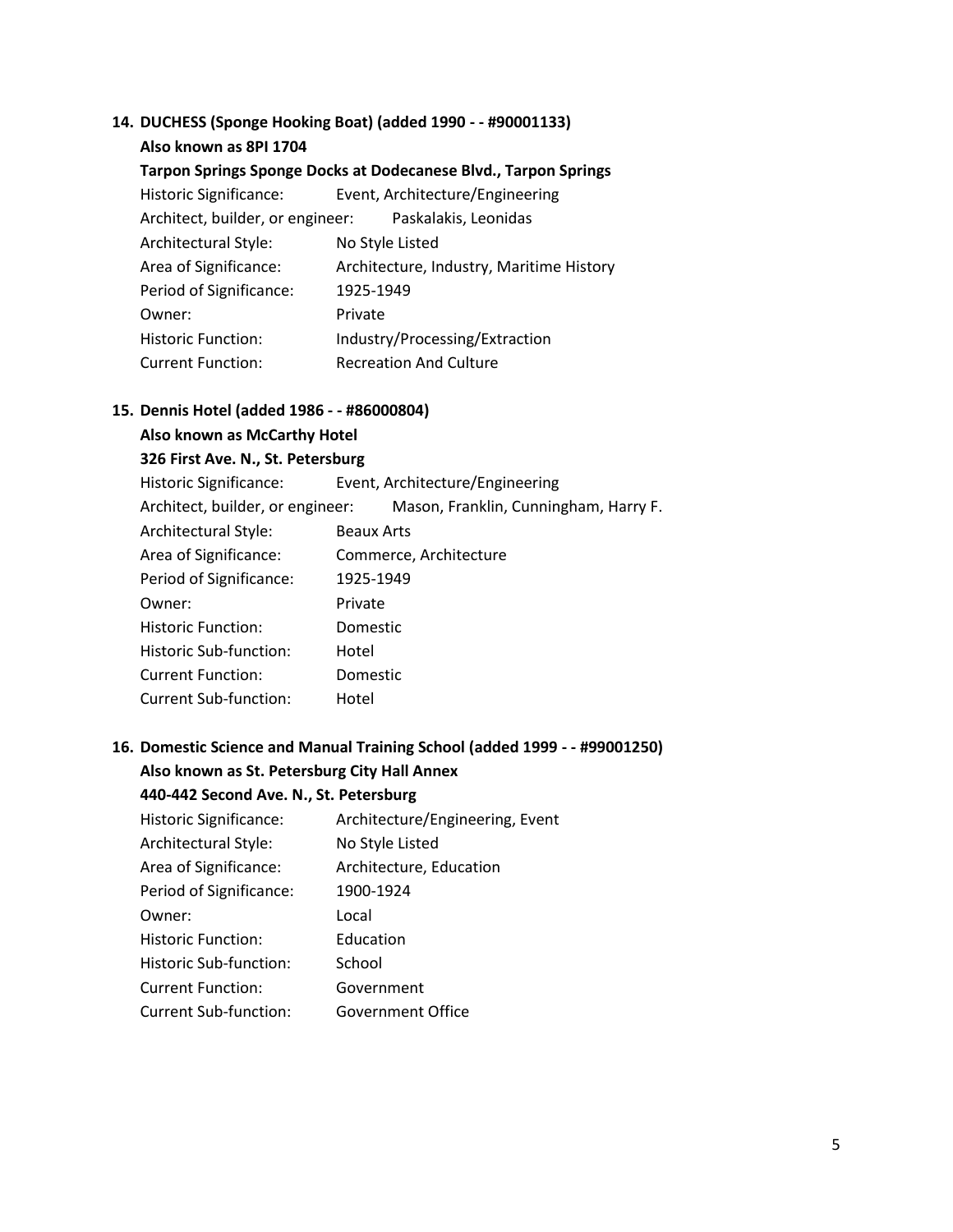**14. DUCHESS (Sponge Hooking Boat) (added 1990 - - #90001133)**

**Also known as 8PI 1704**

**Tarpon Springs Sponge Docks at Dodecanese Blvd., Tarpon Springs**

Historic Significance: Event, Architecture/Engineering
Architect, builder, or engineer: Paskalakis, Leonidas
Architectural Style: No Style Listed
Area of Significance: Architecture, Industry, Maritime History
Period of Significance: 1925-1949
Owner: Private
Historic Function: Industry/Processing/Extraction
Current Function: Recreation And Culture

**15. Dennis Hotel (added 1986 - - #86000804)**

**Also known as McCarthy Hotel**

**326 First Ave. N., St. Petersburg**

Historic Significance: Event, Architecture/Engineering
Architect, builder, or engineer: Mason, Franklin, Cunningham, Harry F.
Architectural Style: Beaux Arts
Area of Significance: Commerce, Architecture
Period of Significance: 1925-1949
Owner: Private
Historic Function: Domestic
Historic Sub-function: Hotel
Current Function: Domestic
Current Sub-function: Hotel

**16. Domestic Science and Manual Training School (added 1999 - - #99001250)**

**Also known as St. Petersburg City Hall Annex**

**440-442 Second Ave. N., St. Petersburg**

Historic Significance: Architecture/Engineering, Event
Architectural Style: No Style Listed
Area of Significance: Architecture, Education
Period of Significance: 1900-1924
Owner: Local
Historic Function: Education
Historic Sub-function: School
Current Function: Government
Current Sub-function: Government Office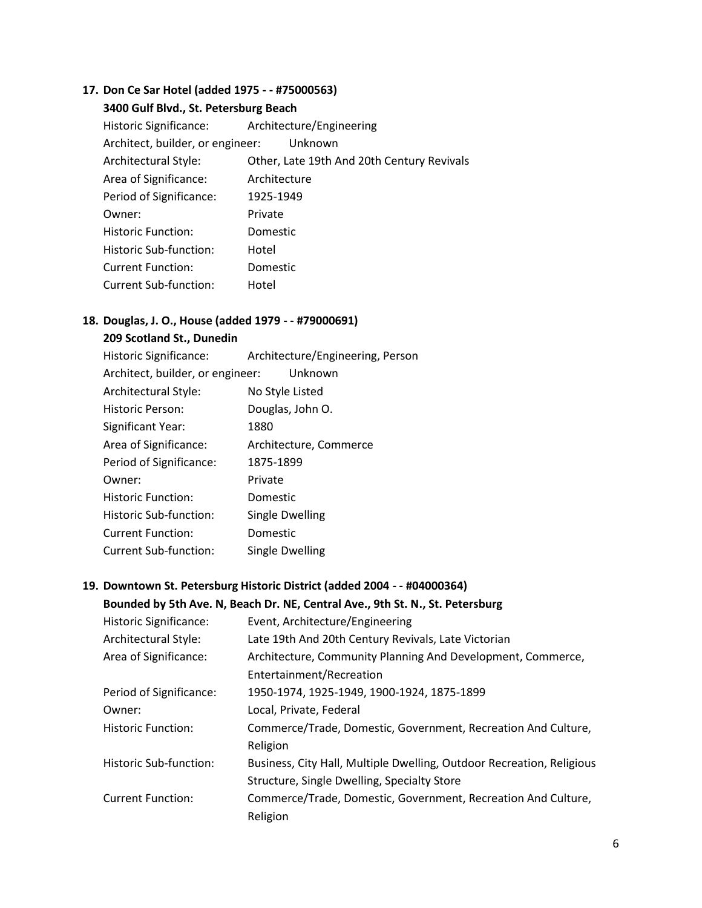**17. Don Ce Sar Hotel (added 1975 - - #75000563)**

**3400 Gulf Blvd., St. Petersburg Beach**

Historic Significance: Architecture/Engineering
Architect, builder, or engineer: Unknown
Architectural Style: Other, Late 19th And 20th Century Revivals
Area of Significance: Architecture
Period of Significance: 1925-1949
Owner: Private
Historic Function: Domestic
Historic Sub-function: Hotel
Current Function: Domestic
Current Sub-function: Hotel

**18. Douglas, J. O., House (added 1979 - - #79000691)**

**209 Scotland St., Dunedin**

Historic Significance: Architecture/Engineering, Person
Architect, builder, or engineer: Unknown
Architectural Style: No Style Listed
Historic Person: Douglas, John O.
Significant Year: 1880
Area of Significance: Architecture, Commerce
Period of Significance: 1875-1899
Owner: Private
Historic Function: Domestic
Historic Sub-function: Single Dwelling
Current Function: Domestic
Current Sub-function: Single Dwelling

**19. Downtown St. Petersburg Historic District (added 2004 - - #04000364)**

**Bounded by 5th Ave. N, Beach Dr. NE, Central Ave., 9th St. N., St. Petersburg**

Historic Significance: Event, Architecture/Engineering
Architectural Style: Late 19th And 20th Century Revivals, Late Victorian
Area of Significance: Architecture, Community Planning And Development, Commerce, Entertainment/Recreation
Period of Significance: 1950-1974, 1925-1949, 1900-1924, 1875-1899
Owner: Local, Private, Federal
Historic Function: Commerce/Trade, Domestic, Government, Recreation And Culture, Religion
Historic Sub-function: Business, City Hall, Multiple Dwelling, Outdoor Recreation, Religious Structure, Single Dwelling, Specialty Store
Current Function: Commerce/Trade, Domestic, Government, Recreation And Culture, Religion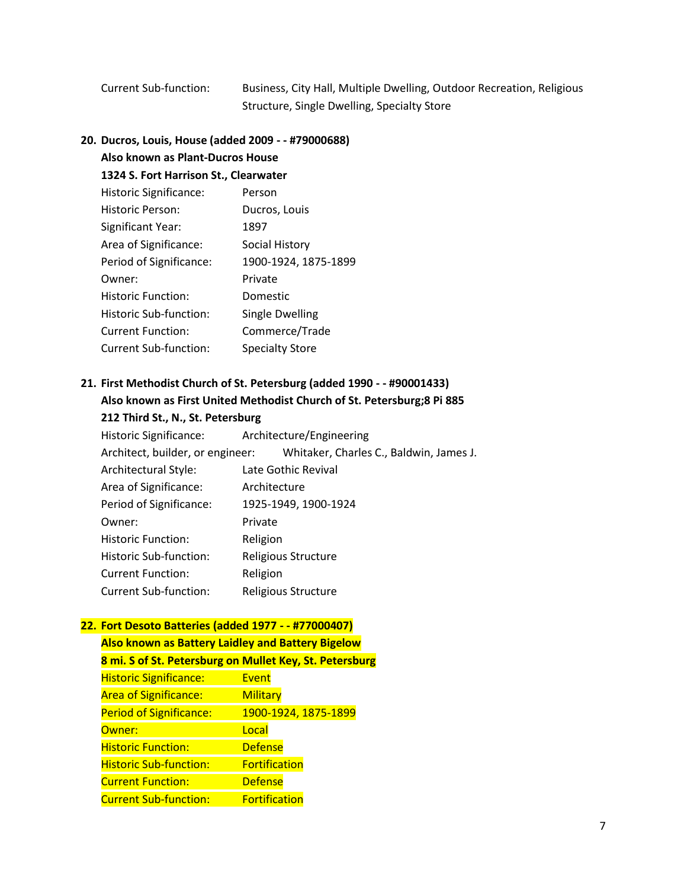Current Sub-function: Business, City Hall, Multiple Dwelling, Outdoor Recreation, Religious Structure, Single Dwelling, Specialty Store

**20. Ducros, Louis, House (added 2009 - - #79000688)**
**Also known as Plant-Ducros House**
**1324 S. Fort Harrison St., Clearwater**

| | |
|---|---|
| Historic Significance: | Person |
| Historic Person: | Ducros, Louis |
| Significant Year: | 1897 |
| Area of Significance: | Social History |
| Period of Significance: | 1900-1924, 1875-1899 |
| Owner: | Private |
| Historic Function: | Domestic |
| Historic Sub-function: | Single Dwelling |
| Current Function: | Commerce/Trade |
| Current Sub-function: | Specialty Store |

**21. First Methodist Church of St. Petersburg (added 1990 - - #90001433)**
**Also known as First United Methodist Church of St. Petersburg;8 Pi 885**
**212 Third St., N., St. Petersburg**

| | |
|---|---|
| Historic Significance: | Architecture/Engineering |
| Architect, builder, or engineer: | Whitaker, Charles C., Baldwin, James J. |
| Architectural Style: | Late Gothic Revival |
| Area of Significance: | Architecture |
| Period of Significance: | 1925-1949, 1900-1924 |
| Owner: | Private |
| Historic Function: | Religion |
| Historic Sub-function: | Religious Structure |
| Current Function: | Religion |
| Current Sub-function: | Religious Structure |

**22. Fort Desoto Batteries (added 1977 - - #77000407)**
**Also known as Battery Laidley and Battery Bigelow**
**8 mi. S of St. Petersburg on Mullet Key, St. Petersburg**

| | |
|---|---|
| Historic Significance: | Event |
| Area of Significance: | Military |
| Period of Significance: | 1900-1924, 1875-1899 |
| Owner: | Local |
| Historic Function: | Defense |
| Historic Sub-function: | Fortification |
| Current Function: | Defense |
| Current Sub-function: | Fortification |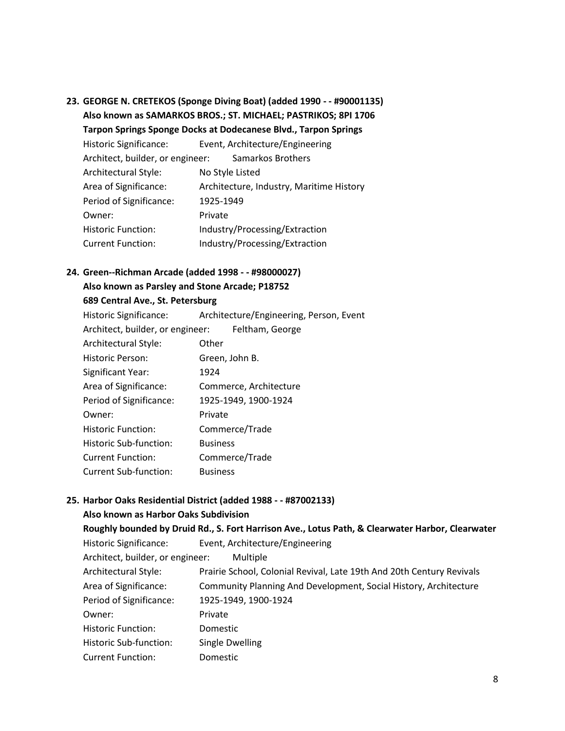**23. GEORGE N. CRETEKOS (Sponge Diving Boat) (added 1990 - - #90001135)**
**Also known as SAMARKOS BROS.; ST. MICHAEL; PASTRIKOS; 8PI 1706**
**Tarpon Springs Sponge Docks at Dodecanese Blvd., Tarpon Springs**

Historic Significance: Event, Architecture/Engineering
Architect, builder, or engineer: Samarkos Brothers
Architectural Style: No Style Listed
Area of Significance: Architecture, Industry, Maritime History
Period of Significance: 1925-1949
Owner: Private
Historic Function: Industry/Processing/Extraction
Current Function: Industry/Processing/Extraction

**24. Green--Richman Arcade (added 1998 - - #98000027)**
**Also known as Parsley and Stone Arcade; P18752**
**689 Central Ave., St. Petersburg**

Historic Significance: Architecture/Engineering, Person, Event
Architect, builder, or engineer: Feltham, George
Architectural Style: Other
Historic Person: Green, John B.
Significant Year: 1924
Area of Significance: Commerce, Architecture
Period of Significance: 1925-1949, 1900-1924
Owner: Private
Historic Function: Commerce/Trade
Historic Sub-function: Business
Current Function: Commerce/Trade
Current Sub-function: Business

**25. Harbor Oaks Residential District (added 1988 - - #87002133)**
**Also known as Harbor Oaks Subdivision**
**Roughly bounded by Druid Rd., S. Fort Harrison Ave., Lotus Path, & Clearwater Harbor, Clearwater**

Historic Significance: Event, Architecture/Engineering
Architect, builder, or engineer: Multiple
Architectural Style: Prairie School, Colonial Revival, Late 19th And 20th Century Revivals
Area of Significance: Community Planning And Development, Social History, Architecture
Period of Significance: 1925-1949, 1900-1924
Owner: Private
Historic Function: Domestic
Historic Sub-function: Single Dwelling
Current Function: Domestic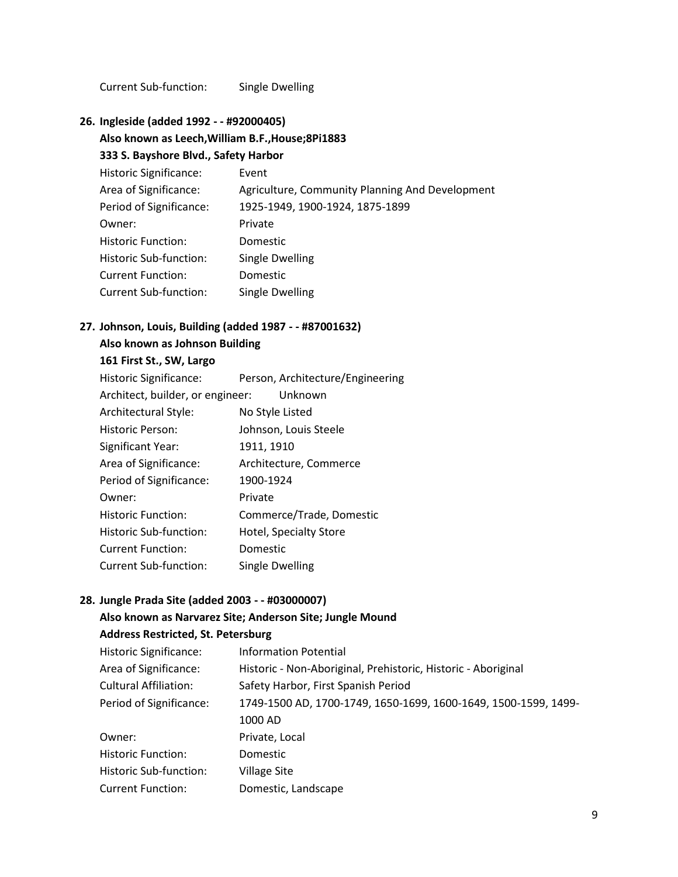Current Sub-function: Single Dwelling

**26. Ingleside (added 1992 - - #92000405)**

**Also known as Leech,William B.F.,House;8Pi1883**

**333 S. Bayshore Blvd., Safety Harbor**

| | |
|---|---|
| Historic Significance: | Event |
| Area of Significance: | Agriculture, Community Planning And Development |
| Period of Significance: | 1925-1949, 1900-1924, 1875-1899 |
| Owner: | Private |
| Historic Function: | Domestic |
| Historic Sub-function: | Single Dwelling |
| Current Function: | Domestic |
| Current Sub-function: | Single Dwelling |

**27. Johnson, Louis, Building (added 1987 - - #87001632)**

**Also known as Johnson Building**

**161 First St., SW, Largo**

| | |
|---|---|
| Historic Significance: | Person, Architecture/Engineering |
| Architect, builder, or engineer: | Unknown |
| Architectural Style: | No Style Listed |
| Historic Person: | Johnson, Louis Steele |
| Significant Year: | 1911, 1910 |
| Area of Significance: | Architecture, Commerce |
| Period of Significance: | 1900-1924 |
| Owner: | Private |
| Historic Function: | Commerce/Trade, Domestic |
| Historic Sub-function: | Hotel, Specialty Store |
| Current Function: | Domestic |
| Current Sub-function: | Single Dwelling |

**28. Jungle Prada Site (added 2003 - - #03000007)**

**Also known as Narvarez Site; Anderson Site; Jungle Mound**

**Address Restricted, St. Petersburg**

| | |
|---|---|
| Historic Significance: | Information Potential |
| Area of Significance: | Historic - Non-Aboriginal, Prehistoric, Historic - Aboriginal |
| Cultural Affiliation: | Safety Harbor, First Spanish Period |
| Period of Significance: | 1749-1500 AD, 1700-1749, 1650-1699, 1600-1649, 1500-1599, 1499-1000 AD |
| Owner: | Private, Local |
| Historic Function: | Domestic |
| Historic Sub-function: | Village Site |
| Current Function: | Domestic, Landscape |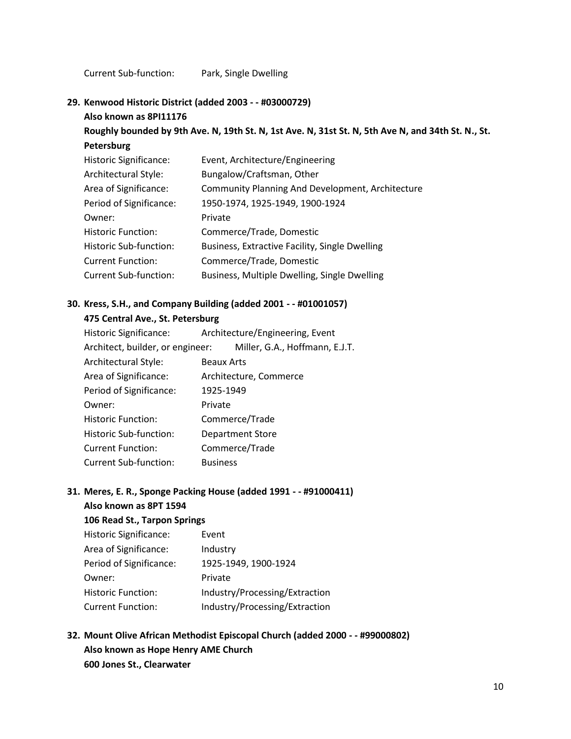Current Sub-function: Park, Single Dwelling

**29. Kenwood Historic District (added 2003 - - #03000729)**
**Also known as 8PI11176**
**Roughly bounded by 9th Ave. N, 19th St. N, 1st Ave. N, 31st St. N, 5th Ave N, and 34th St. N., St. Petersburg**

| | |
|---|---|
| Historic Significance: | Event, Architecture/Engineering |
| Architectural Style: | Bungalow/Craftsman, Other |
| Area of Significance: | Community Planning And Development, Architecture |
| Period of Significance: | 1950-1974, 1925-1949, 1900-1924 |
| Owner: | Private |
| Historic Function: | Commerce/Trade, Domestic |
| Historic Sub-function: | Business, Extractive Facility, Single Dwelling |
| Current Function: | Commerce/Trade, Domestic |
| Current Sub-function: | Business, Multiple Dwelling, Single Dwelling |

**30. Kress, S.H., and Company Building (added 2001 - - #01001057)**
**475 Central Ave., St. Petersburg**

| | |
|---|---|
| Historic Significance: | Architecture/Engineering, Event |
| Architect, builder, or engineer: | Miller, G.A., Hoffmann, E.J.T. |
| Architectural Style: | Beaux Arts |
| Area of Significance: | Architecture, Commerce |
| Period of Significance: | 1925-1949 |
| Owner: | Private |
| Historic Function: | Commerce/Trade |
| Historic Sub-function: | Department Store |
| Current Function: | Commerce/Trade |
| Current Sub-function: | Business |

**31. Meres, E. R., Sponge Packing House (added 1991 - - #91000411)**
**Also known as 8PT 1594**
**106 Read St., Tarpon Springs**

| | |
|---|---|
| Historic Significance: | Event |
| Area of Significance: | Industry |
| Period of Significance: | 1925-1949, 1900-1924 |
| Owner: | Private |
| Historic Function: | Industry/Processing/Extraction |
| Current Function: | Industry/Processing/Extraction |

**32. Mount Olive African Methodist Episcopal Church (added 2000 - - #99000802)**
**Also known as Hope Henry AME Church**
**600 Jones St., Clearwater**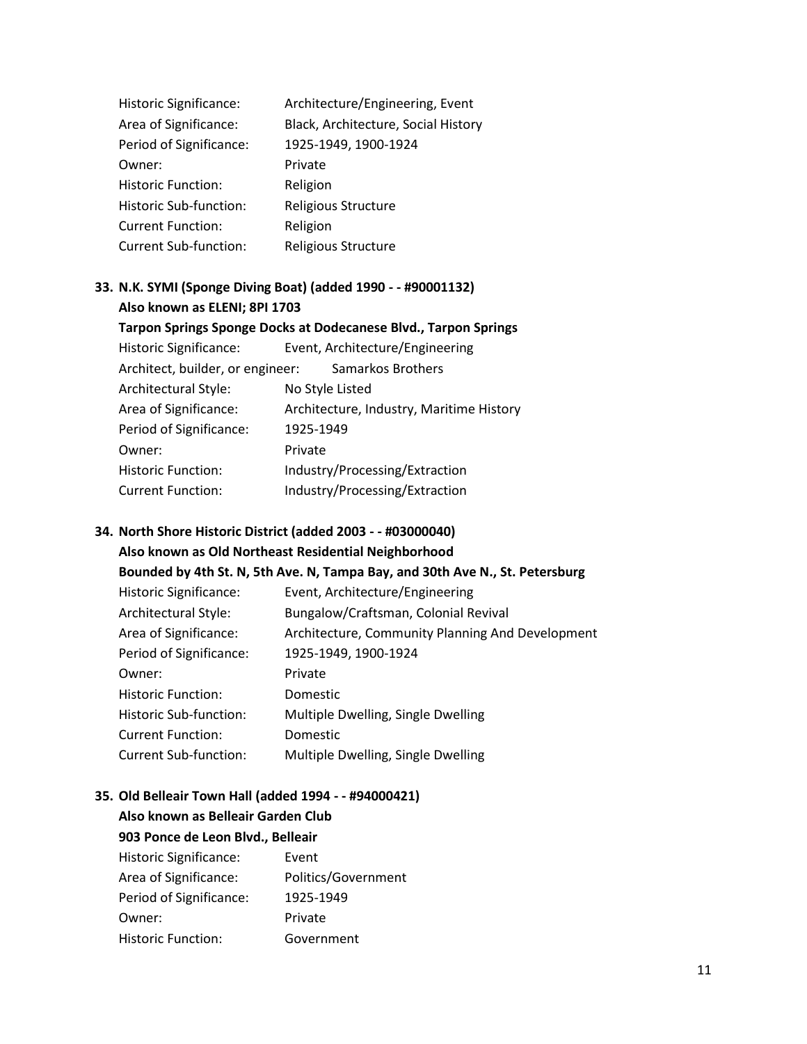| | |
|---|---|
| Historic Significance: | Architecture/Engineering, Event |
| Area of Significance: | Black, Architecture, Social History |
| Period of Significance: | 1925-1949, 1900-1924 |
| Owner: | Private |
| Historic Function: | Religion |
| Historic Sub-function: | Religious Structure |
| Current Function: | Religion |
| Current Sub-function: | Religious Structure |

**33. N.K. SYMI (Sponge Diving Boat) (added 1990 - - #90001132)**
**Also known as ELENI; 8PI 1703**
**Tarpon Springs Sponge Docks at Dodecanese Blvd., Tarpon Springs**

| | |
|---|---|
| Historic Significance: | Event, Architecture/Engineering |
| Architect, builder, or engineer: | Samarkos Brothers |
| Architectural Style: | No Style Listed |
| Area of Significance: | Architecture, Industry, Maritime History |
| Period of Significance: | 1925-1949 |
| Owner: | Private |
| Historic Function: | Industry/Processing/Extraction |
| Current Function: | Industry/Processing/Extraction |

**34. North Shore Historic District (added 2003 - - #03000040)**
**Also known as Old Northeast Residential Neighborhood**
**Bounded by 4th St. N, 5th Ave. N, Tampa Bay, and 30th Ave N., St. Petersburg**

| | |
|---|---|
| Historic Significance: | Event, Architecture/Engineering |
| Architectural Style: | Bungalow/Craftsman, Colonial Revival |
| Area of Significance: | Architecture, Community Planning And Development |
| Period of Significance: | 1925-1949, 1900-1924 |
| Owner: | Private |
| Historic Function: | Domestic |
| Historic Sub-function: | Multiple Dwelling, Single Dwelling |
| Current Function: | Domestic |
| Current Sub-function: | Multiple Dwelling, Single Dwelling |

**35. Old Belleair Town Hall (added 1994 - - #94000421)**
**Also known as Belleair Garden Club**
**903 Ponce de Leon Blvd., Belleair**

| | |
|---|---|
| Historic Significance: | Event |
| Area of Significance: | Politics/Government |
| Period of Significance: | 1925-1949 |
| Owner: | Private |
| Historic Function: | Government |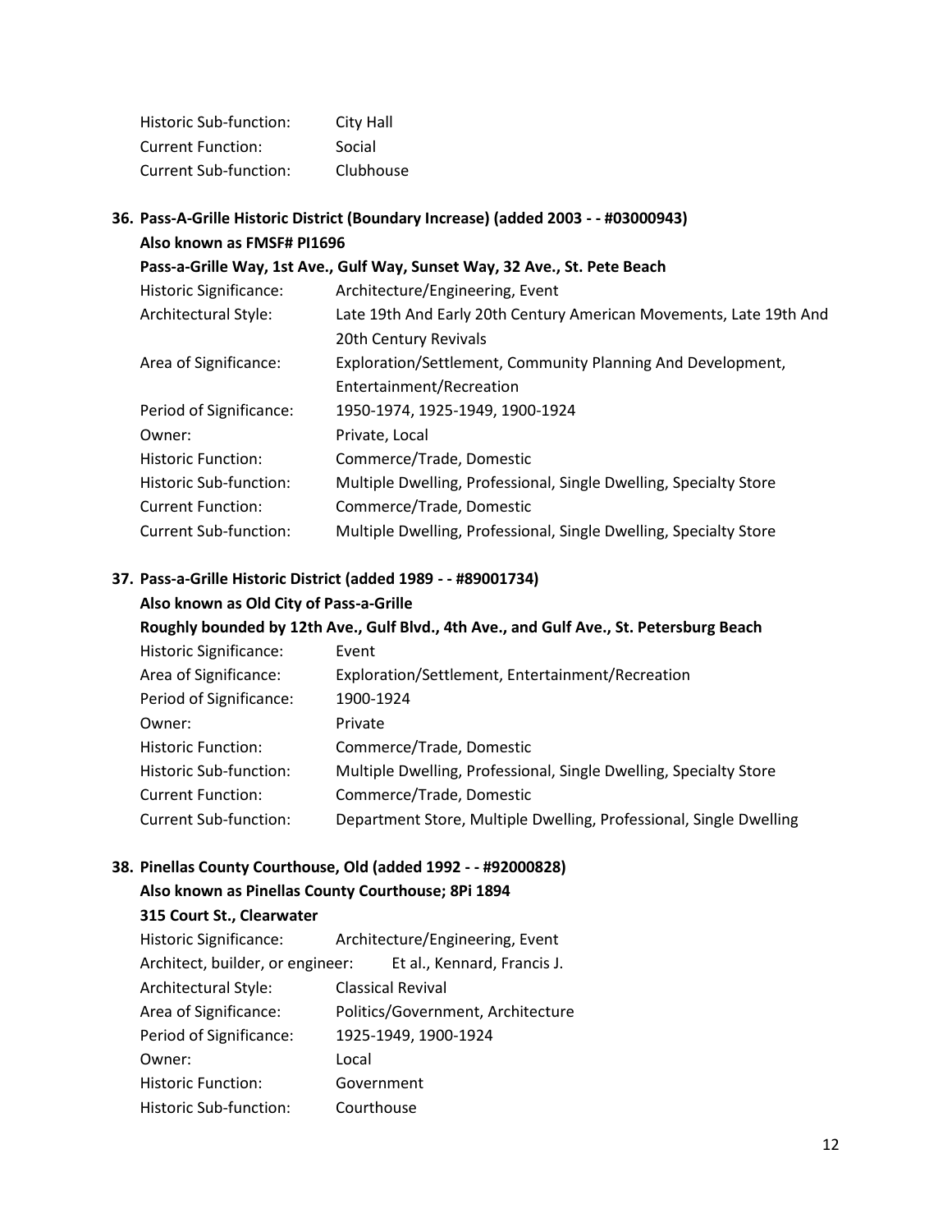| | |
|---|---|
| Historic Sub-function: | City Hall |
| Current Function: | Social |
| Current Sub-function: | Clubhouse |

**36. Pass-A-Grille Historic District (Boundary Increase) (added 2003 - - #03000943)**
**Also known as FMSF# PI1696**
**Pass-a-Grille Way, 1st Ave., Gulf Way, Sunset Way, 32 Ave., St. Pete Beach**

| | |
|---|---|
| Historic Significance: | Architecture/Engineering, Event |
| Architectural Style: | Late 19th And Early 20th Century American Movements, Late 19th And 20th Century Revivals |
| Area of Significance: | Exploration/Settlement, Community Planning And Development, Entertainment/Recreation |
| Period of Significance: | 1950-1974, 1925-1949, 1900-1924 |
| Owner: | Private, Local |
| Historic Function: | Commerce/Trade, Domestic |
| Historic Sub-function: | Multiple Dwelling, Professional, Single Dwelling, Specialty Store |
| Current Function: | Commerce/Trade, Domestic |
| Current Sub-function: | Multiple Dwelling, Professional, Single Dwelling, Specialty Store |

**37. Pass-a-Grille Historic District (added 1989 - - #89001734)**
**Also known as Old City of Pass-a-Grille**
**Roughly bounded by 12th Ave., Gulf Blvd., 4th Ave., and Gulf Ave., St. Petersburg Beach**

| | |
|---|---|
| Historic Significance: | Event |
| Area of Significance: | Exploration/Settlement, Entertainment/Recreation |
| Period of Significance: | 1900-1924 |
| Owner: | Private |
| Historic Function: | Commerce/Trade, Domestic |
| Historic Sub-function: | Multiple Dwelling, Professional, Single Dwelling, Specialty Store |
| Current Function: | Commerce/Trade, Domestic |
| Current Sub-function: | Department Store, Multiple Dwelling, Professional, Single Dwelling |

**38. Pinellas County Courthouse, Old (added 1992 - - #92000828)**
**Also known as Pinellas County Courthouse; 8Pi 1894**
**315 Court St., Clearwater**

| | |
|---|---|
| Historic Significance: | Architecture/Engineering, Event |
| Architect, builder, or engineer: | Et al., Kennard, Francis J. |
| Architectural Style: | Classical Revival |
| Area of Significance: | Politics/Government, Architecture |
| Period of Significance: | 1925-1949, 1900-1924 |
| Owner: | Local |
| Historic Function: | Government |
| Historic Sub-function: | Courthouse |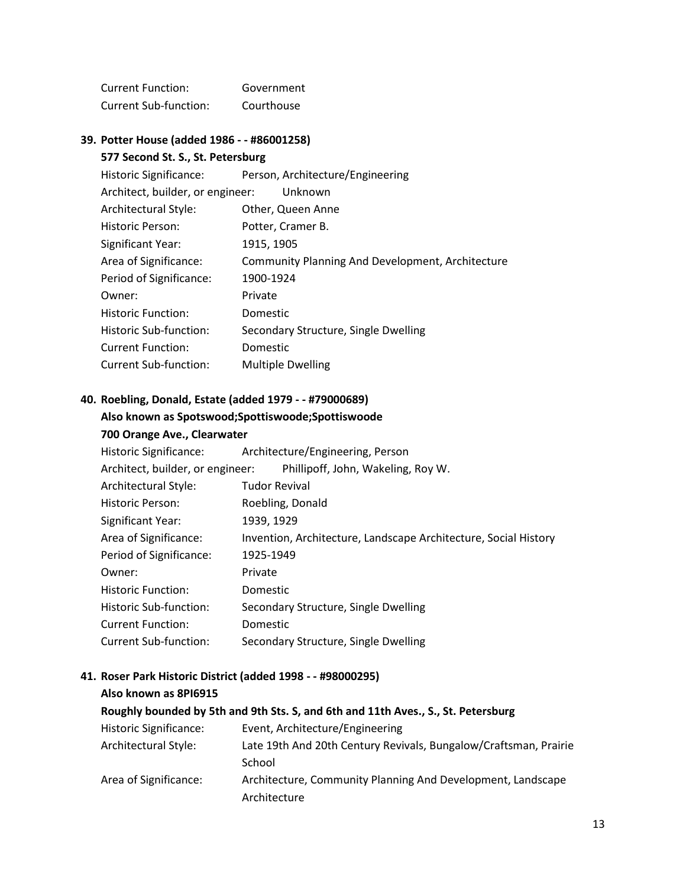Current Function: Government
Current Sub-function: Courthouse

**39. Potter House (added 1986 - - #86001258)**

**577 Second St. S., St. Petersburg**

Historic Significance: Person, Architecture/Engineering
Architect, builder, or engineer: Unknown
Architectural Style: Other, Queen Anne
Historic Person: Potter, Cramer B.
Significant Year: 1915, 1905
Area of Significance: Community Planning And Development, Architecture
Period of Significance: 1900-1924
Owner: Private
Historic Function: Domestic
Historic Sub-function: Secondary Structure, Single Dwelling
Current Function: Domestic
Current Sub-function: Multiple Dwelling

**40. Roebling, Donald, Estate (added 1979 - - #79000689)**

**Also known as Spotswood;Spottiswoode;Spottiswoode**

**700 Orange Ave., Clearwater**

Historic Significance: Architecture/Engineering, Person
Architect, builder, or engineer: Phillipoff, John, Wakeling, Roy W.
Architectural Style: Tudor Revival
Historic Person: Roebling, Donald
Significant Year: 1939, 1929
Area of Significance: Invention, Architecture, Landscape Architecture, Social History
Period of Significance: 1925-1949
Owner: Private
Historic Function: Domestic
Historic Sub-function: Secondary Structure, Single Dwelling
Current Function: Domestic
Current Sub-function: Secondary Structure, Single Dwelling

**41. Roser Park Historic District (added 1998 - - #98000295)**

**Also known as 8PI6915**

**Roughly bounded by 5th and 9th Sts. S, and 6th and 11th Aves., S., St. Petersburg**

Historic Significance: Event, Architecture/Engineering
Architectural Style: Late 19th And 20th Century Revivals, Bungalow/Craftsman, Prairie School
Area of Significance: Architecture, Community Planning And Development, Landscape Architecture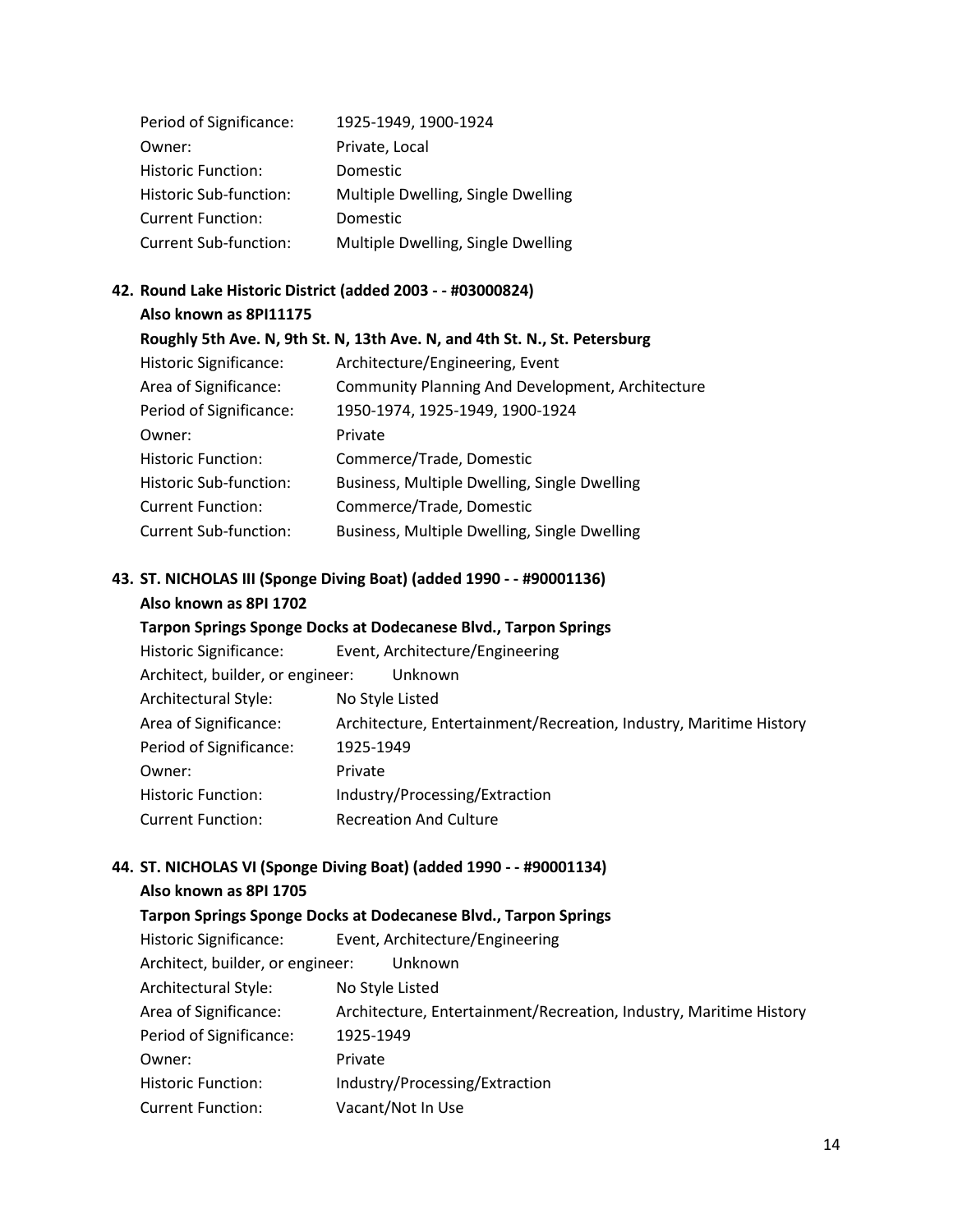Period of Significance: 1925-1949, 1900-1924
Owner: Private, Local
Historic Function: Domestic
Historic Sub-function: Multiple Dwelling, Single Dwelling
Current Function: Domestic
Current Sub-function: Multiple Dwelling, Single Dwelling

**42. Round Lake Historic District (added 2003 - - #03000824)**
**Also known as 8PI11175**
**Roughly 5th Ave. N, 9th St. N, 13th Ave. N, and 4th St. N., St. Petersburg**

Historic Significance: Architecture/Engineering, Event
Area of Significance: Community Planning And Development, Architecture
Period of Significance: 1950-1974, 1925-1949, 1900-1924
Owner: Private
Historic Function: Commerce/Trade, Domestic
Historic Sub-function: Business, Multiple Dwelling, Single Dwelling
Current Function: Commerce/Trade, Domestic
Current Sub-function: Business, Multiple Dwelling, Single Dwelling

**43. ST. NICHOLAS III (Sponge Diving Boat) (added 1990 - - #90001136)**
**Also known as 8PI 1702**
**Tarpon Springs Sponge Docks at Dodecanese Blvd., Tarpon Springs**

Historic Significance: Event, Architecture/Engineering
Architect, builder, or engineer: Unknown
Architectural Style: No Style Listed
Area of Significance: Architecture, Entertainment/Recreation, Industry, Maritime History
Period of Significance: 1925-1949
Owner: Private
Historic Function: Industry/Processing/Extraction
Current Function: Recreation And Culture

**44. ST. NICHOLAS VI (Sponge Diving Boat) (added 1990 - - #90001134)**
**Also known as 8PI 1705**
**Tarpon Springs Sponge Docks at Dodecanese Blvd., Tarpon Springs**

Historic Significance: Event, Architecture/Engineering
Architect, builder, or engineer: Unknown
Architectural Style: No Style Listed
Area of Significance: Architecture, Entertainment/Recreation, Industry, Maritime History
Period of Significance: 1925-1949
Owner: Private
Historic Function: Industry/Processing/Extraction
Current Function: Vacant/Not In Use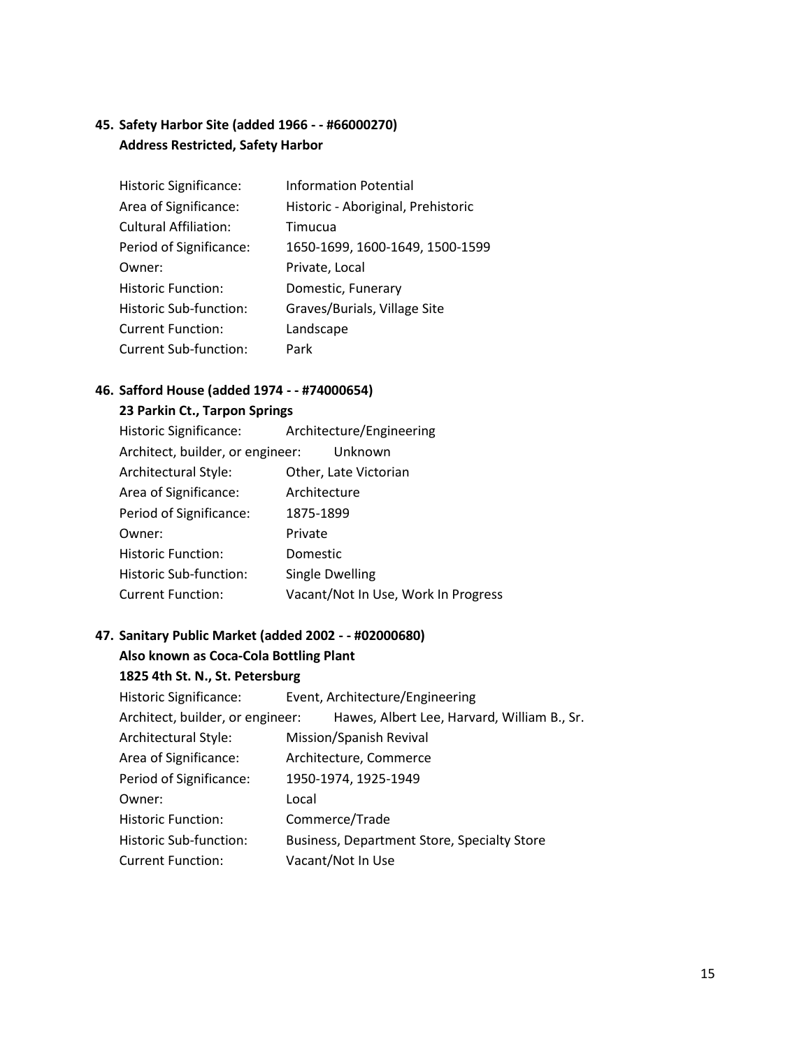**45. Safety Harbor Site (added 1966 - - #66000270)**
**Address Restricted, Safety Harbor**

| | |
|---|---|
| Historic Significance: | Information Potential |
| Area of Significance: | Historic - Aboriginal, Prehistoric |
| Cultural Affiliation: | Timucua |
| Period of Significance: | 1650-1699, 1600-1649, 1500-1599 |
| Owner: | Private, Local |
| Historic Function: | Domestic, Funerary |
| Historic Sub-function: | Graves/Burials, Village Site |
| Current Function: | Landscape |
| Current Sub-function: | Park |

**46. Safford House (added 1974 - - #74000654)**
**23 Parkin Ct., Tarpon Springs**

| | |
|---|---|
| Historic Significance: | Architecture/Engineering |
| Architect, builder, or engineer: | Unknown |
| Architectural Style: | Other, Late Victorian |
| Area of Significance: | Architecture |
| Period of Significance: | 1875-1899 |
| Owner: | Private |
| Historic Function: | Domestic |
| Historic Sub-function: | Single Dwelling |
| Current Function: | Vacant/Not In Use, Work In Progress |

**47. Sanitary Public Market (added 2002 - - #02000680)**
**Also known as Coca-Cola Bottling Plant**
**1825 4th St. N., St. Petersburg**

| | |
|---|---|
| Historic Significance: | Event, Architecture/Engineering |
| Architect, builder, or engineer: | Hawes, Albert Lee, Harvard, William B., Sr. |
| Architectural Style: | Mission/Spanish Revival |
| Area of Significance: | Architecture, Commerce |
| Period of Significance: | 1950-1974, 1925-1949 |
| Owner: | Local |
| Historic Function: | Commerce/Trade |
| Historic Sub-function: | Business, Department Store, Specialty Store |
| Current Function: | Vacant/Not In Use |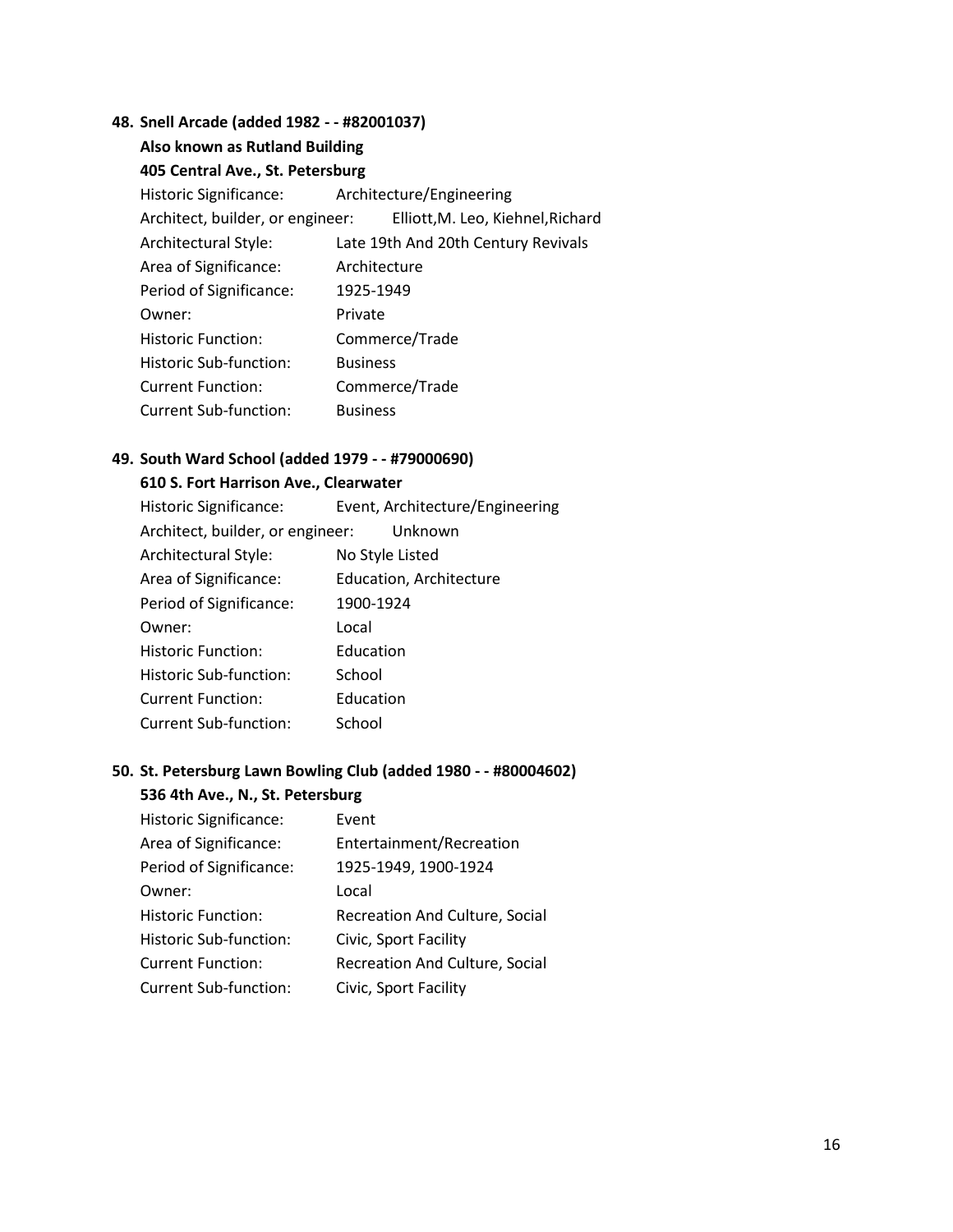**48. Snell Arcade (added 1982 - - #82001037)**

**Also known as Rutland Building**

**405 Central Ave., St. Petersburg**

| | |
|---|---|
| Historic Significance: | Architecture/Engineering |
| Architect, builder, or engineer: | Elliott,M. Leo, Kiehnel,Richard |
| Architectural Style: | Late 19th And 20th Century Revivals |
| Area of Significance: | Architecture |
| Period of Significance: | 1925-1949 |
| Owner: | Private |
| Historic Function: | Commerce/Trade |
| Historic Sub-function: | Business |
| Current Function: | Commerce/Trade |
| Current Sub-function: | Business |

**49. South Ward School (added 1979 - - #79000690)**

**610 S. Fort Harrison Ave., Clearwater**

| | |
|---|---|
| Historic Significance: | Event, Architecture/Engineering |
| Architect, builder, or engineer: | Unknown |
| Architectural Style: | No Style Listed |
| Area of Significance: | Education, Architecture |
| Period of Significance: | 1900-1924 |
| Owner: | Local |
| Historic Function: | Education |
| Historic Sub-function: | School |
| Current Function: | Education |
| Current Sub-function: | School |

**50. St. Petersburg Lawn Bowling Club (added 1980 - - #80004602)**

**536 4th Ave., N., St. Petersburg**

| | |
|---|---|
| Historic Significance: | Event |
| Area of Significance: | Entertainment/Recreation |
| Period of Significance: | 1925-1949, 1900-1924 |
| Owner: | Local |
| Historic Function: | Recreation And Culture, Social |
| Historic Sub-function: | Civic, Sport Facility |
| Current Function: | Recreation And Culture, Social |
| Current Sub-function: | Civic, Sport Facility |